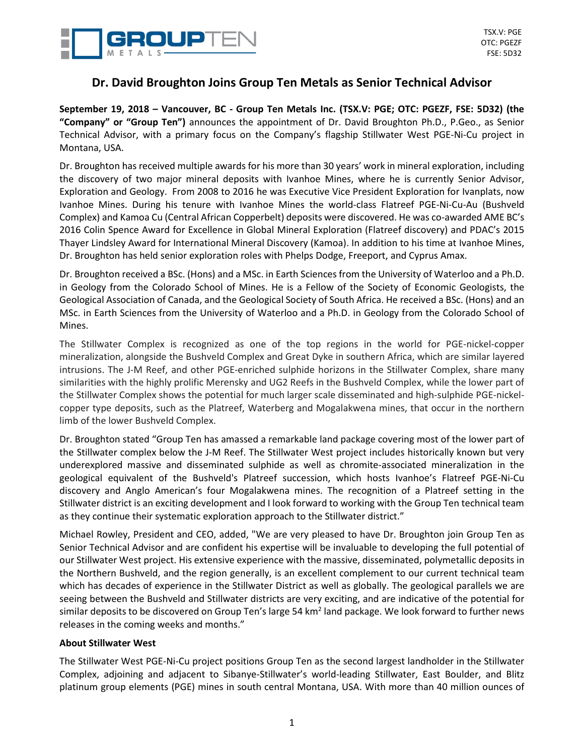GROUPTEN METALS

TSX.V: PGE
OTC: PGEZF
FSE: 5D32

# Dr. David Broughton Joins Group Ten Metals as Senior Technical Advisor

**September 19, 2018 – Vancouver, BC - Group Ten Metals Inc. (TSX.V: PGE; OTC: PGEZF, FSE: 5D32) (the "Company" or "Group Ten")** announces the appointment of Dr. David Broughton Ph.D., P.Geo., as Senior Technical Advisor, with a primary focus on the Company's flagship Stillwater West PGE-Ni-Cu project in Montana, USA.

Dr. Broughton has received multiple awards for his more than 30 years' work in mineral exploration, including the discovery of two major mineral deposits with Ivanhoe Mines, where he is currently Senior Advisor, Exploration and Geology. From 2008 to 2016 he was Executive Vice President Exploration for Ivanplats, now Ivanhoe Mines. During his tenure with Ivanhoe Mines the world-class Flatreef PGE-Ni-Cu-Au (Bushveld Complex) and Kamoa Cu (Central African Copperbelt) deposits were discovered. He was co-awarded AME BC's 2016 Colin Spence Award for Excellence in Global Mineral Exploration (Flatreef discovery) and PDAC's 2015 Thayer Lindsley Award for International Mineral Discovery (Kamoa). In addition to his time at Ivanhoe Mines, Dr. Broughton has held senior exploration roles with Phelps Dodge, Freeport, and Cyprus Amax.

Dr. Broughton received a BSc. (Hons) and a MSc. in Earth Sciences from the University of Waterloo and a Ph.D. in Geology from the Colorado School of Mines. He is a Fellow of the Society of Economic Geologists, the Geological Association of Canada, and the Geological Society of South Africa. He received a BSc. (Hons) and an MSc. in Earth Sciences from the University of Waterloo and a Ph.D. in Geology from the Colorado School of Mines.

The Stillwater Complex is recognized as one of the top regions in the world for PGE-nickel-copper mineralization, alongside the Bushveld Complex and Great Dyke in southern Africa, which are similar layered intrusions. The J-M Reef, and other PGE-enriched sulphide horizons in the Stillwater Complex, share many similarities with the highly prolific Merensky and UG2 Reefs in the Bushveld Complex, while the lower part of the Stillwater Complex shows the potential for much larger scale disseminated and high-sulphide PGE-nickel-copper type deposits, such as the Platreef, Waterberg and Mogalakwena mines, that occur in the northern limb of the lower Bushveld Complex.

Dr. Broughton stated "Group Ten has amassed a remarkable land package covering most of the lower part of the Stillwater complex below the J-M Reef. The Stillwater West project includes historically known but very underexplored massive and disseminated sulphide as well as chromite-associated mineralization in the geological equivalent of the Bushveld's Platreef succession, which hosts Ivanhoe's Flatreef PGE-Ni-Cu discovery and Anglo American's four Mogalakwena mines. The recognition of a Platreef setting in the Stillwater district is an exciting development and I look forward to working with the Group Ten technical team as they continue their systematic exploration approach to the Stillwater district."

Michael Rowley, President and CEO, added, "We are very pleased to have Dr. Broughton join Group Ten as Senior Technical Advisor and are confident his expertise will be invaluable to developing the full potential of our Stillwater West project. His extensive experience with the massive, disseminated, polymetallic deposits in the Northern Bushveld, and the region generally, is an excellent complement to our current technical team which has decades of experience in the Stillwater District as well as globally. The geological parallels we are seeing between the Bushveld and Stillwater districts are very exciting, and are indicative of the potential for similar deposits to be discovered on Group Ten's large 54 km$^2$ land package. We look forward to further news releases in the coming weeks and months."

**About Stillwater West**

The Stillwater West PGE-Ni-Cu project positions Group Ten as the second largest landholder in the Stillwater Complex, adjoining and adjacent to Sibanye-Stillwater's world-leading Stillwater, East Boulder, and Blitz platinum group elements (PGE) mines in south central Montana, USA. With more than 40 million ounces of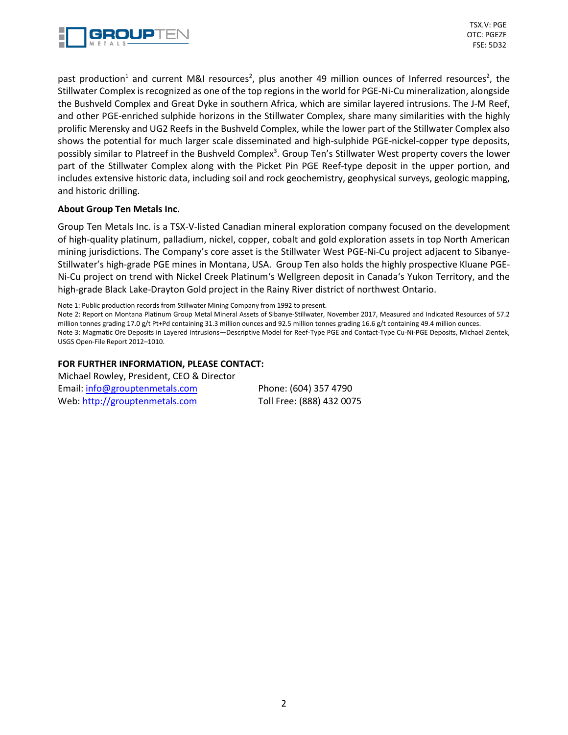past production[1] and current M&I resources[2], plus another 49 million ounces of Inferred resources[2], the Stillwater Complex is recognized as one of the top regions in the world for PGE-Ni-Cu mineralization, alongside the Bushveld Complex and Great Dyke in southern Africa, which are similar layered intrusions. The J-M Reef, and other PGE-enriched sulphide horizons in the Stillwater Complex, share many similarities with the highly prolific Merensky and UG2 Reefs in the Bushveld Complex, while the lower part of the Stillwater Complex also shows the potential for much larger scale disseminated and high-sulphide PGE-nickel-copper type deposits, possibly similar to Platreef in the Bushveld Complex[3]. Group Ten's Stillwater West property covers the lower part of the Stillwater Complex along with the Picket Pin PGE Reef-type deposit in the upper portion, and includes extensive historic data, including soil and rock geochemistry, geophysical surveys, geologic mapping, and historic drilling.

**About Group Ten Metals Inc.**

Group Ten Metals Inc. is a TSX-V-listed Canadian mineral exploration company focused on the development of high-quality platinum, palladium, nickel, copper, cobalt and gold exploration assets in top North American mining jurisdictions. The Company's core asset is the Stillwater West PGE-Ni-Cu project adjacent to Sibanye-Stillwater's high-grade PGE mines in Montana, USA. Group Ten also holds the highly prospective Kluane PGE-Ni-Cu project on trend with Nickel Creek Platinum's Wellgreen deposit in Canada's Yukon Territory, and the high-grade Black Lake-Drayton Gold project in the Rainy River district of northwest Ontario.

Note 1: Public production records from Stillwater Mining Company from 1992 to present.
Note 2: Report on Montana Platinum Group Metal Mineral Assets of Sibanye-Stillwater, November 2017, Measured and Indicated Resources of 57.2 million tonnes grading 17.0 g/t Pt+Pd containing 31.3 million ounces and 92.5 million tonnes grading 16.6 g/t containing 49.4 million ounces.
Note 3: Magmatic Ore Deposits in Layered Intrusions—Descriptive Model for Reef-Type PGE and Contact-Type Cu-Ni-PGE Deposits, Michael Zientek, USGS Open-File Report 2012–1010.

**FOR FURTHER INFORMATION, PLEASE CONTACT:**

Michael Rowley, President, CEO & Director
Email: info@grouptenmetals.com
Web: http://grouptenmetals.com

Phone: (604) 357 4790
Toll Free: (888) 432 0075